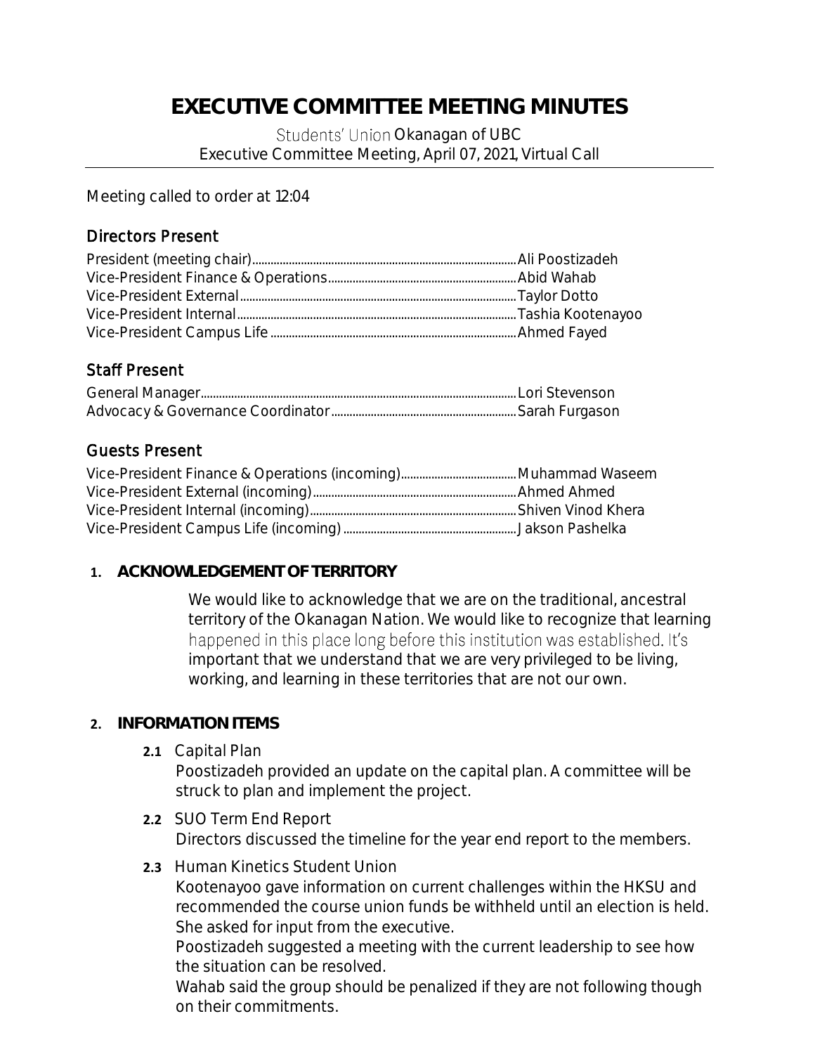# EXECUTIVE COMMITTEE MEETING MINUTES

Students' Union Okanagan of UBC
Executive Committee Meeting, April 07, 2021, Virtual Call

Meeting called to order at 12:04

## Directors Present

President (meeting chair)........................................................Ali Poostizadeh
Vice-President Finance & Operations........................................Abid Wahab
Vice-President External........................................................Taylor Dotto
Vice-President Internal........................................................Tashia Kootenayoo
Vice-President Campus Life....................................................Ahmed Fayed

## Staff Present

General Manager....................................................................Lori Stevenson
Advocacy & Governance Coordinator.........................................Sarah Furgason

## Guests Present

Vice-President Finance & Operations (incoming)..........................Muhammad Waseem
Vice-President External (incoming)...........................................Ahmed Ahmed
Vice-President Internal (incoming)............................................Shiven Vinod Khera
Vice-President Campus Life (incoming)......................................Jakson Pashelka

### 1. ACKNOWLEDGEMENT OF TERRITORY

We would like to acknowledge that we are on the traditional, ancestral territory of the Okanagan Nation. We would like to recognize that learning happened in this place long before this institution was established. It's important that we understand that we are very privileged to be living, working, and learning in these territories that are not our own.

### 2. INFORMATION ITEMS

**2.1** Capital Plan

Poostizadeh provided an update on the capital plan. A committee will be struck to plan and implement the project.

**2.2** SUO Term End Report

Directors discussed the timeline for the year end report to the members.

**2.3** Human Kinetics Student Union

Kootenayoo gave information on current challenges within the HKSU and recommended the course union funds be withheld until an election is held. She asked for input from the executive.

Poostizadeh suggested a meeting with the current leadership to see how the situation can be resolved.

Wahab said the group should be penalized if they are not following though on their commitments.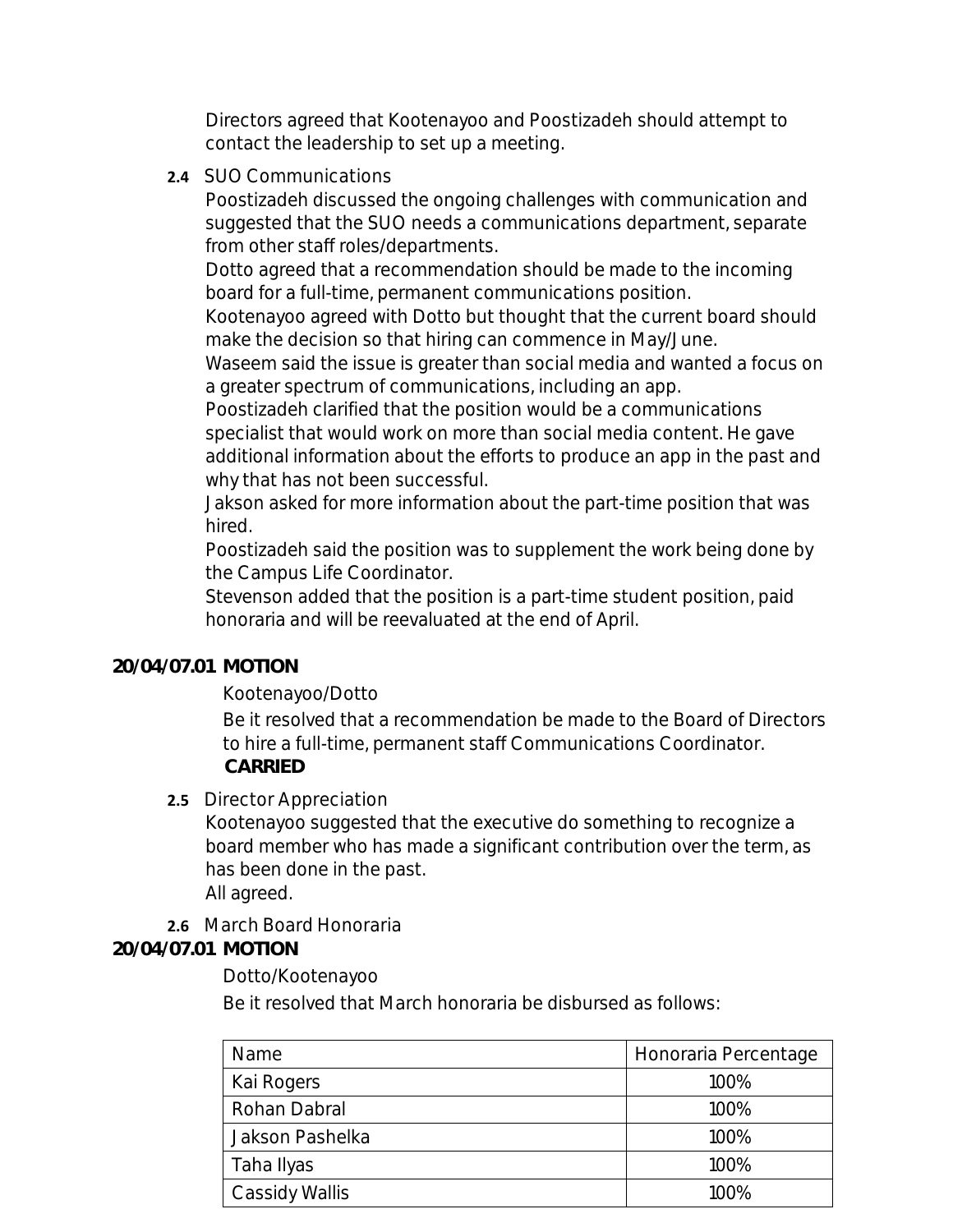Directors agreed that Kootenayoo and Poostizadeh should attempt to contact the leadership to set up a meeting.

**2.4** SUO Communications

Poostizadeh discussed the ongoing challenges with communication and suggested that the SUO needs a communications department, separate from other staff roles/departments.

Dotto agreed that a recommendation should be made to the incoming board for a full-time, permanent communications position.

Kootenayoo agreed with Dotto but thought that the current board should make the decision so that hiring can commence in May/June.

Waseem said the issue is greater than social media and wanted a focus on a greater spectrum of communications, including an app.

Poostizadeh clarified that the position would be a communications specialist that would work on more than social media content. He gave additional information about the efforts to produce an app in the past and why that has not been successful.

Jakson asked for more information about the part-time position that was hired.

Poostizadeh said the position was to supplement the work being done by the Campus Life Coordinator.

Stevenson added that the position is a part-time student position, paid honoraria and will be reevaluated at the end of April.

**20/04/07.01 MOTION**

Kootenayoo/Dotto

Be it resolved that a recommendation be made to the Board of Directors to hire a full-time, permanent staff Communications Coordinator.

**CARRIED**

**2.5** Director Appreciation

Kootenayoo suggested that the executive do something to recognize a board member who has made a significant contribution over the term, as has been done in the past.

All agreed.

**2.6** March Board Honoraria

**20/04/07.01 MOTION**

Dotto/Kootenayoo

Be it resolved that March honoraria be disbursed as follows:

| Name | Honoraria Percentage |
|---|---|
| Kai Rogers | 100% |
| Rohan Dabral | 100% |
| Jakson Pashelka | 100% |
| Taha Ilyas | 100% |
| Cassidy Wallis | 100% |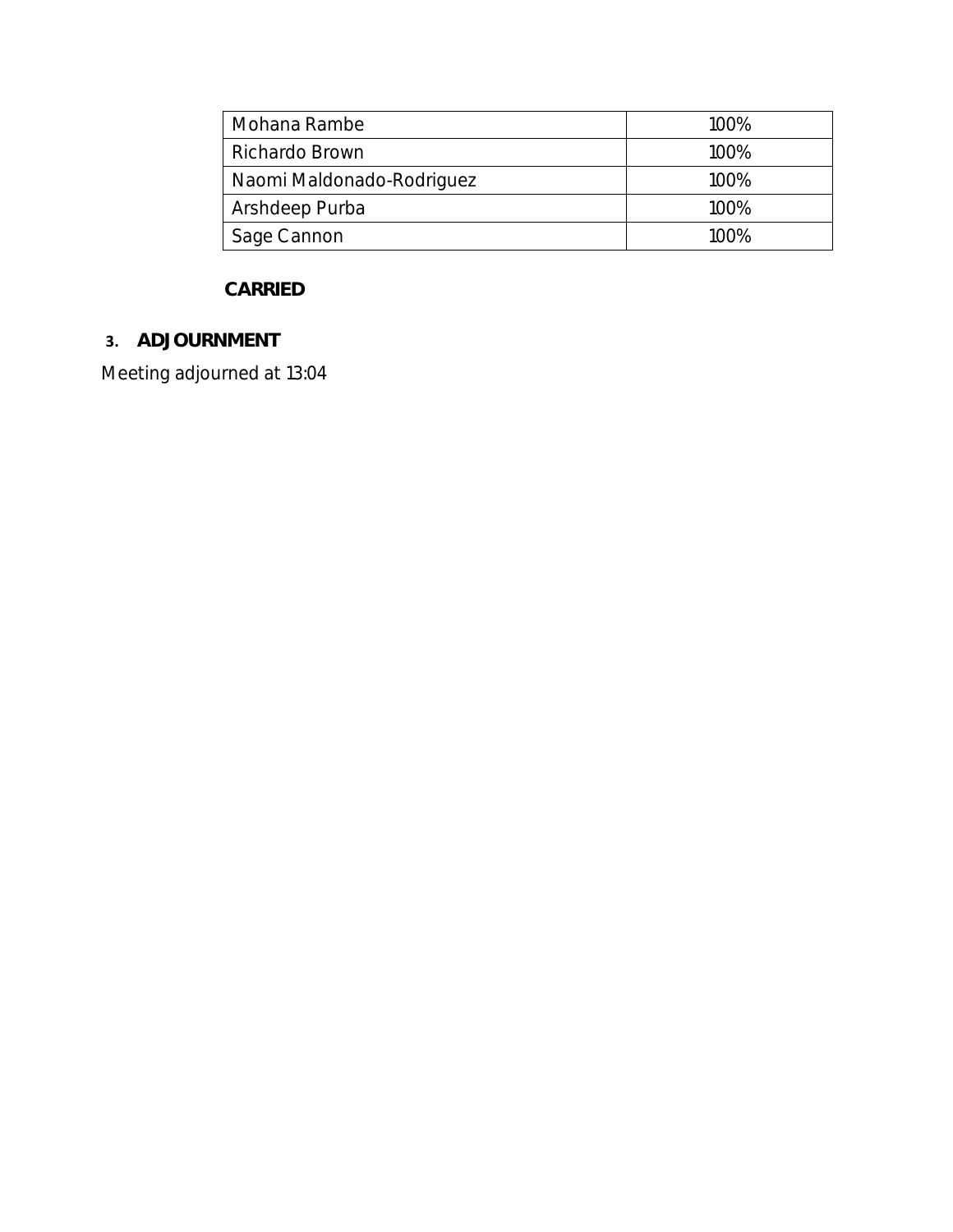| | |
|---|---|
| Mohana Rambe | 100% |
| Richardo Brown | 100% |
| Naomi Maldonado-Rodriguez | 100% |
| Arshdeep Purba | 100% |
| Sage Cannon | 100% |

**CARRIED**

## 3. ADJOURNMENT

Meeting adjourned at 13:04